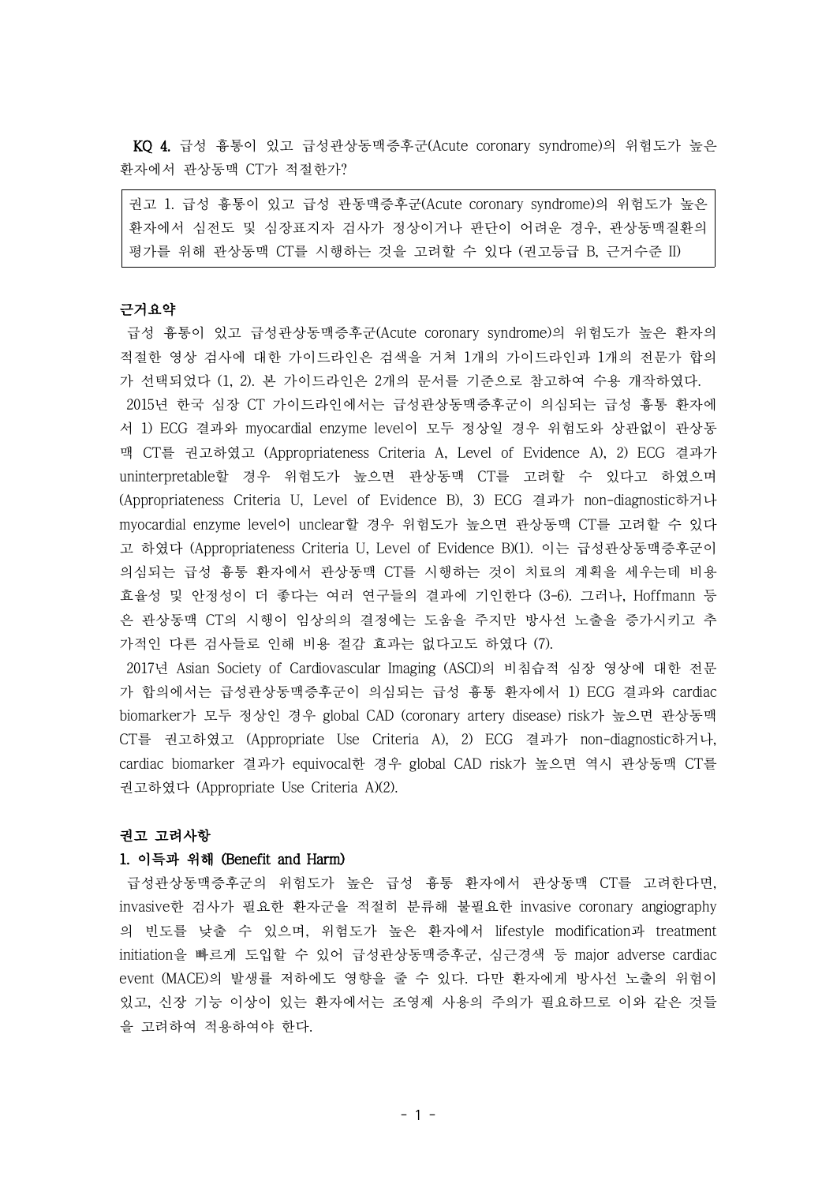**KQ 4.** 급성 흉통이 있고 급성관상동맥증후군(Acute coronary syndrome)의 위험도가 높은 환자에서 관상동맥 CT가 적절한가?

| |
|---|
| 권고 1. 급성 흉통이 있고 급성 관동맥증후군(Acute coronary syndrome)의 위험도가 높은 환자에서 심전도 및 심장표지자 검사가 정상이거나 판단이 어려운 경우, 관상동맥질환의 평가를 위해 관상동맥 CT를 시행하는 것을 고려할 수 있다 (권고등급 B, 근거수준 II) |

**근거요약**

급성 흉통이 있고 급성관상동맥증후군(Acute coronary syndrome)의 위험도가 높은 환자의 적절한 영상 검사에 대한 가이드라인은 검색을 거쳐 1개의 가이드라인과 1개의 전문가 합의가 선택되었다 (1, 2). 본 가이드라인은 2개의 문서를 기준으로 참고하여 수용 개작하였다.

2015년 한국 심장 CT 가이드라인에서는 급성관상동맥증후군이 의심되는 급성 흉통 환자에서 1) ECG 결과와 myocardial enzyme level이 모두 정상일 경우 위험도와 상관없이 관상동맥 CT를 권고하였고 (Appropriateness Criteria A, Level of Evidence A), 2) ECG 결과가 uninterpretable할 경우 위험도가 높으면 관상동맥 CT를 고려할 수 있다고 하였으며 (Appropriateness Criteria U, Level of Evidence B), 3) ECG 결과가 non-diagnostic하거나 myocardial enzyme level이 unclear할 경우 위험도가 높으면 관상동맥 CT를 고려할 수 있다고 하였다 (Appropriateness Criteria U, Level of Evidence B)(1). 이는 급성관상동맥증후군이 의심되는 급성 흉통 환자에서 관상동맥 CT를 시행하는 것이 치료의 계획을 세우는데 비용 효율성 및 안정성이 더 좋다는 여러 연구들의 결과에 기인한다 (3-6). 그러나, Hoffmann 등은 관상동맥 CT의 시행이 임상의의 결정에는 도움을 주지만 방사선 노출을 증가시키고 추가적인 다른 검사들로 인해 비용 절감 효과는 없다고도 하였다 (7).

2017년 Asian Society of Cardiovascular Imaging (ASCI)의 비침습적 심장 영상에 대한 전문가 합의에서는 급성관상동맥증후군이 의심되는 급성 흉통 환자에서 1) ECG 결과와 cardiac biomarker가 모두 정상인 경우 global CAD (coronary artery disease) risk가 높으면 관상동맥 CT를 권고하였고 (Appropriate Use Criteria A), 2) ECG 결과가 non-diagnostic하거나, cardiac biomarker 결과가 equivocal한 경우 global CAD risk가 높으면 역시 관상동맥 CT를 권고하였다 (Appropriate Use Criteria A)(2).

**권고 고려사항**

**1. 이득과 위해 (Benefit and Harm)**

급성관상동맥증후군의 위험도가 높은 급성 흉통 환자에서 관상동맥 CT를 고려한다면, invasive한 검사가 필요한 환자군을 적절히 분류해 불필요한 invasive coronary angiography의 빈도를 낮출 수 있으며, 위험도가 높은 환자에서 lifestyle modification과 treatment initiation을 빠르게 도입할 수 있어 급성관상동맥증후군, 심근경색 등 major adverse cardiac event (MACE)의 발생률 저하에도 영향을 줄 수 있다. 다만 환자에게 방사선 노출의 위험이 있고, 신장 기능 이상이 있는 환자에서는 조영제 사용의 주의가 필요하므로 이와 같은 것들을 고려하여 적용하여야 한다.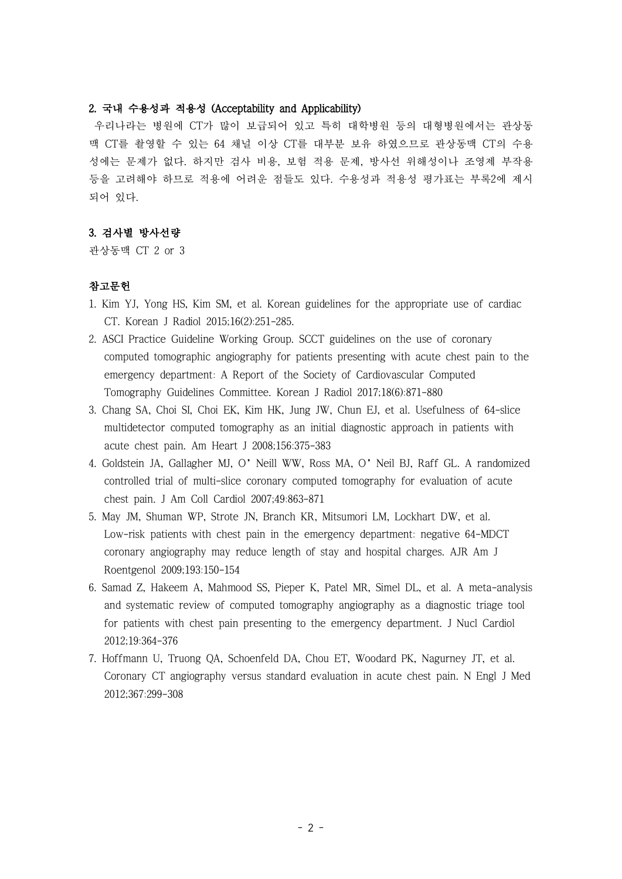## 2. 국내 수용성과 적용성 (Acceptability and Applicability)

우리나라는 병원에 CT가 많이 보급되어 있고 특히 대학병원 등의 대형병원에서는 관상동맥 CT를 촬영할 수 있는 64 채널 이상 CT를 대부분 보유 하였으므로 관상동맥 CT의 수용성에는 문제가 없다. 하지만 검사 비용, 보험 적용 문제, 방사선 위해성이나 조영제 부작용 등을 고려해야 하므로 적용에 어려운 점들도 있다. 수용성과 적용성 평가표는 부록2에 제시되어 있다.

## 3. 검사별 방사선량

관상동맥 CT 2 or 3

## 참고문헌

1. Kim YJ, Yong HS, Kim SM, et al. Korean guidelines for the appropriate use of cardiac CT. Korean J Radiol 2015;16(2):251-285.
2. ASCI Practice Guideline Working Group. SCCT guidelines on the use of coronary computed tomographic angiography for patients presenting with acute chest pain to the emergency department: A Report of the Society of Cardiovascular Computed Tomography Guidelines Committee. Korean J Radiol 2017;18(6):871-880
3. Chang SA, Choi SI, Choi EK, Kim HK, Jung JW, Chun EJ, et al. Usefulness of 64-slice multidetector computed tomography as an initial diagnostic approach in patients with acute chest pain. Am Heart J 2008;156:375-383
4. Goldstein JA, Gallagher MJ, O'Neill WW, Ross MA, O'Neil BJ, Raff GL. A randomized controlled trial of multi-slice coronary computed tomography for evaluation of acute chest pain. J Am Coll Cardiol 2007;49:863-871
5. May JM, Shuman WP, Strote JN, Branch KR, Mitsumori LM, Lockhart DW, et al. Low-risk patients with chest pain in the emergency department: negative 64-MDCT coronary angiography may reduce length of stay and hospital charges. AJR Am J Roentgenol 2009;193:150-154
6. Samad Z, Hakeem A, Mahmood SS, Pieper K, Patel MR, Simel DL, et al. A meta-analysis and systematic review of computed tomography angiography as a diagnostic triage tool for patients with chest pain presenting to the emergency department. J Nucl Cardiol 2012;19:364-376
7. Hoffmann U, Truong QA, Schoenfeld DA, Chou ET, Woodard PK, Nagurney JT, et al. Coronary CT angiography versus standard evaluation in acute chest pain. N Engl J Med 2012;367:299-308